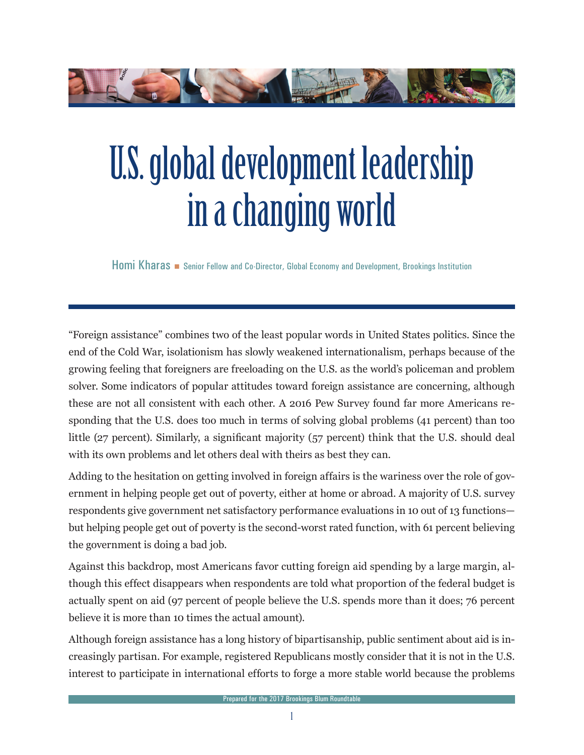# U.S. global development leadership in a changing world

Homi Kharas ■ Senior Fellow and Co-Director, Global Economy and Development, Brookings Institution

"Foreign assistance" combines two of the least popular words in United States politics. Since the end of the Cold War, isolationism has slowly weakened internationalism, perhaps because of the growing feeling that foreigners are freeloading on the U.S. as the world's policeman and problem solver. Some indicators of popular attitudes toward foreign assistance are concerning, although these are not all consistent with each other. A 2016 Pew Survey found far more Americans responding that the U.S. does too much in terms of solving global problems (41 percent) than too little (27 percent). Similarly, a significant majority (57 percent) think that the U.S. should deal with its own problems and let others deal with theirs as best they can.

Adding to the hesitation on getting involved in foreign affairs is the wariness over the role of government in helping people get out of poverty, either at home or abroad. A majority of U.S. survey respondents give government net satisfactory performance evaluations in 10 out of 13 functions—but helping people get out of poverty is the second-worst rated function, with 61 percent believing the government is doing a bad job.

Against this backdrop, most Americans favor cutting foreign aid spending by a large margin, although this effect disappears when respondents are told what proportion of the federal budget is actually spent on aid (97 percent of people believe the U.S. spends more than it does; 76 percent believe it is more than 10 times the actual amount).

Although foreign assistance has a long history of bipartisanship, public sentiment about aid is increasingly partisan. For example, registered Republicans mostly consider that it is not in the U.S. interest to participate in international efforts to forge a more stable world because the problems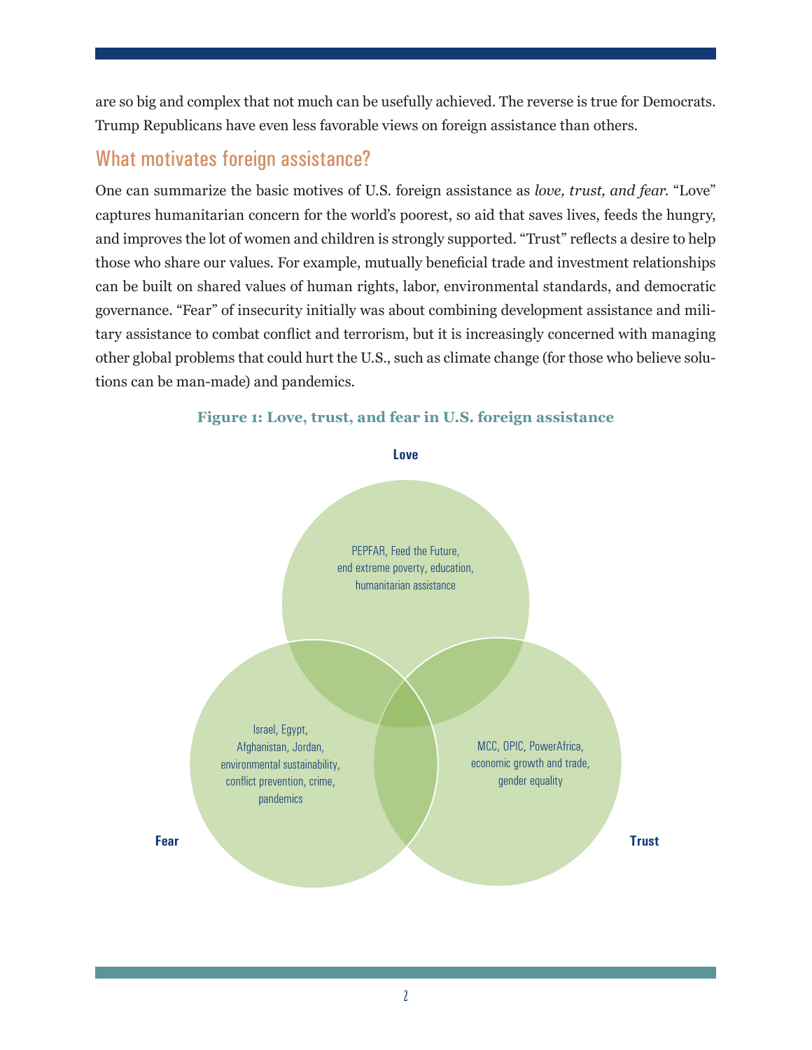are so big and complex that not much can be usefully achieved. The reverse is true for Democrats. Trump Republicans have even less favorable views on foreign assistance than others.

## What motivates foreign assistance?

One can summarize the basic motives of U.S. foreign assistance as *love, trust, and fear*. "Love" captures humanitarian concern for the world's poorest, so aid that saves lives, feeds the hungry, and improves the lot of women and children is strongly supported. "Trust" reflects a desire to help those who share our values. For example, mutually beneficial trade and investment relationships can be built on shared values of human rights, labor, environmental standards, and democratic governance. "Fear" of insecurity initially was about combining development assistance and military assistance to combat conflict and terrorism, but it is increasingly concerned with managing other global problems that could hurt the U.S., such as climate change (for those who believe solutions can be man-made) and pandemics.

**Figure 1: Love, trust, and fear in U.S. foreign assistance**

**Love**

PEPFAR, Feed the Future, end extreme poverty, education, humanitarian assistance

**Fear**

Israel, Egypt, Afghanistan, Jordan, environmental sustainability, conflict prevention, crime, pandemics

**Trust**

MCC, OPIC, PowerAfrica, economic growth and trade, gender equality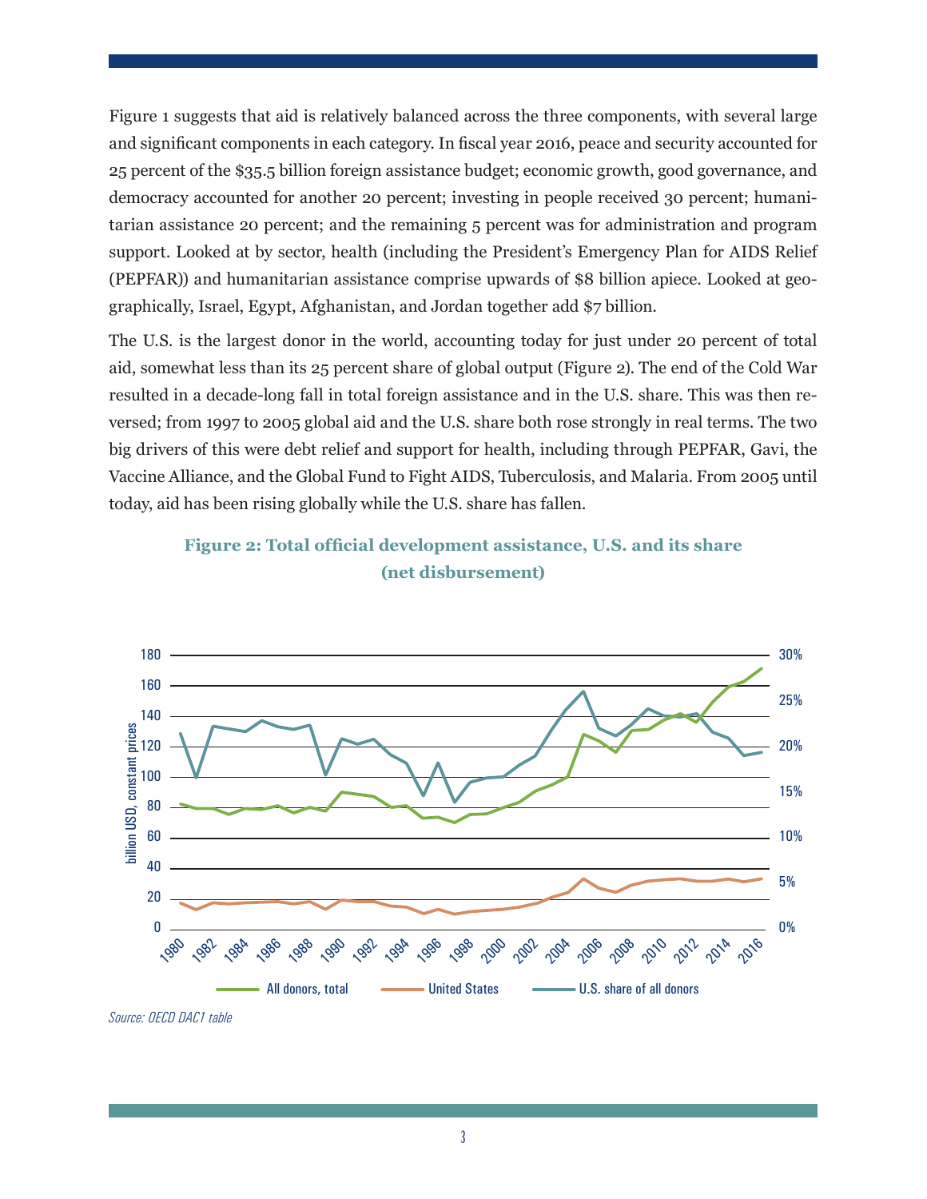Figure 1 suggests that aid is relatively balanced across the three components, with several large and significant components in each category. In fiscal year 2016, peace and security accounted for 25 percent of the $35.5 billion foreign assistance budget; economic growth, good governance, and democracy accounted for another 20 percent; investing in people received 30 percent; humanitarian assistance 20 percent; and the remaining 5 percent was for administration and program support. Looked at by sector, health (including the President's Emergency Plan for AIDS Relief (PEPFAR)) and humanitarian assistance comprise upwards of $8 billion apiece. Looked at geographically, Israel, Egypt, Afghanistan, and Jordan together add $7 billion.

The U.S. is the largest donor in the world, accounting today for just under 20 percent of total aid, somewhat less than its 25 percent share of global output (Figure 2). The end of the Cold War resulted in a decade-long fall in total foreign assistance and in the U.S. share. This was then reversed; from 1997 to 2005 global aid and the U.S. share both rose strongly in real terms. The two big drivers of this were debt relief and support for health, including through PEPFAR, Gavi, the Vaccine Alliance, and the Global Fund to Fight AIDS, Tuberculosis, and Malaria. From 2005 until today, aid has been rising globally while the U.S. share has fallen.

**Figure 2: Total official development assistance, U.S. and its share (net disbursement)**

*Source: OECD DAC1 table*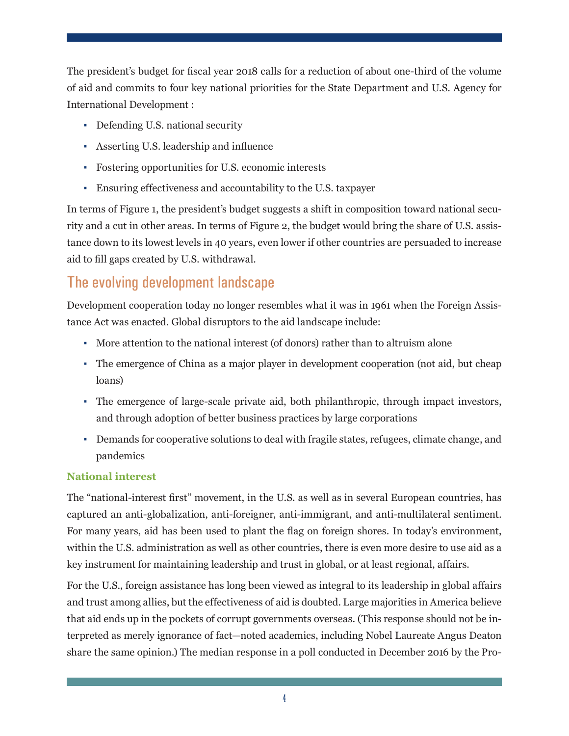The president's budget for fiscal year 2018 calls for a reduction of about one-third of the volume of aid and commits to four key national priorities for the State Department and U.S. Agency for International Development :

- Defending U.S. national security
- Asserting U.S. leadership and influence
- Fostering opportunities for U.S. economic interests
- Ensuring effectiveness and accountability to the U.S. taxpayer

In terms of Figure 1, the president's budget suggests a shift in composition toward national security and a cut in other areas. In terms of Figure 2, the budget would bring the share of U.S. assistance down to its lowest levels in 40 years, even lower if other countries are persuaded to increase aid to fill gaps created by U.S. withdrawal.

## The evolving development landscape

Development cooperation today no longer resembles what it was in 1961 when the Foreign Assistance Act was enacted. Global disruptors to the aid landscape include:

- More attention to the national interest (of donors) rather than to altruism alone
- The emergence of China as a major player in development cooperation (not aid, but cheap loans)
- The emergence of large-scale private aid, both philanthropic, through impact investors, and through adoption of better business practices by large corporations
- Demands for cooperative solutions to deal with fragile states, refugees, climate change, and pandemics

### National interest

The "national-interest first" movement, in the U.S. as well as in several European countries, has captured an anti-globalization, anti-foreigner, anti-immigrant, and anti-multilateral sentiment. For many years, aid has been used to plant the flag on foreign shores. In today's environment, within the U.S. administration as well as other countries, there is even more desire to use aid as a key instrument for maintaining leadership and trust in global, or at least regional, affairs.

For the U.S., foreign assistance has long been viewed as integral to its leadership in global affairs and trust among allies, but the effectiveness of aid is doubted. Large majorities in America believe that aid ends up in the pockets of corrupt governments overseas. (This response should not be interpreted as merely ignorance of fact—noted academics, including Nobel Laureate Angus Deaton share the same opinion.) The median response in a poll conducted in December 2016 by the Pro-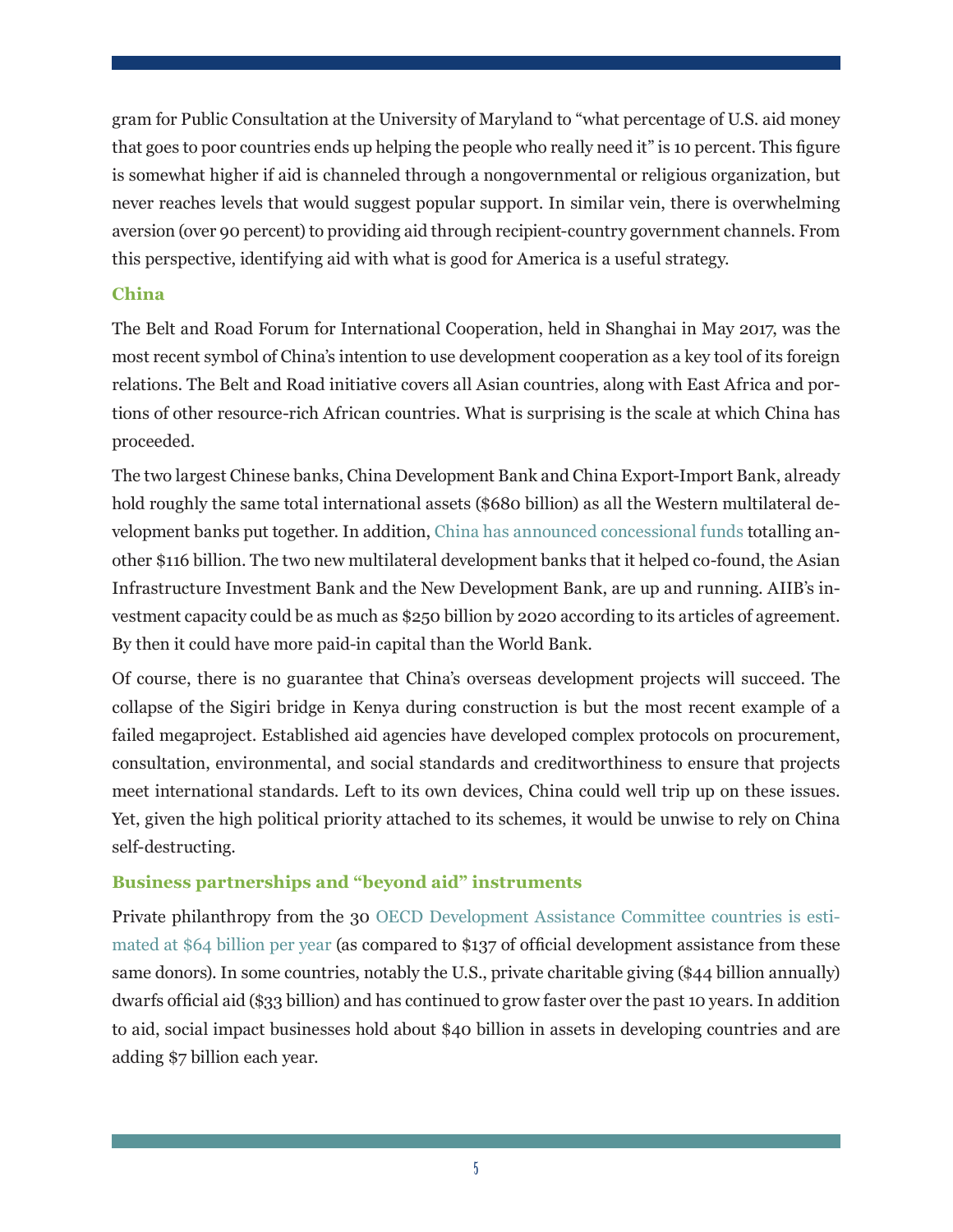gram for Public Consultation at the University of Maryland to "what percentage of U.S. aid money that goes to poor countries ends up helping the people who really need it" is 10 percent. This figure is somewhat higher if aid is channeled through a nongovernmental or religious organization, but never reaches levels that would suggest popular support. In similar vein, there is overwhelming aversion (over 90 percent) to providing aid through recipient-country government channels. From this perspective, identifying aid with what is good for America is a useful strategy.

### China

The Belt and Road Forum for International Cooperation, held in Shanghai in May 2017, was the most recent symbol of China's intention to use development cooperation as a key tool of its foreign relations. The Belt and Road initiative covers all Asian countries, along with East Africa and portions of other resource-rich African countries. What is surprising is the scale at which China has proceeded.

The two largest Chinese banks, China Development Bank and China Export-Import Bank, already hold roughly the same total international assets ($680 billion) as all the Western multilateral development banks put together. In addition, China has announced concessional funds totalling another $116 billion. The two new multilateral development banks that it helped co-found, the Asian Infrastructure Investment Bank and the New Development Bank, are up and running. AIIB's investment capacity could be as much as $250 billion by 2020 according to its articles of agreement. By then it could have more paid-in capital than the World Bank.

Of course, there is no guarantee that China's overseas development projects will succeed. The collapse of the Sigiri bridge in Kenya during construction is but the most recent example of a failed megaproject. Established aid agencies have developed complex protocols on procurement, consultation, environmental, and social standards and creditworthiness to ensure that projects meet international standards. Left to its own devices, China could well trip up on these issues. Yet, given the high political priority attached to its schemes, it would be unwise to rely on China self-destructing.

### Business partnerships and "beyond aid" instruments

Private philanthropy from the 30 OECD Development Assistance Committee countries is estimated at $64 billion per year (as compared to $137 of official development assistance from these same donors). In some countries, notably the U.S., private charitable giving ($44 billion annually) dwarfs official aid ($33 billion) and has continued to grow faster over the past 10 years. In addition to aid, social impact businesses hold about $40 billion in assets in developing countries and are adding $7 billion each year.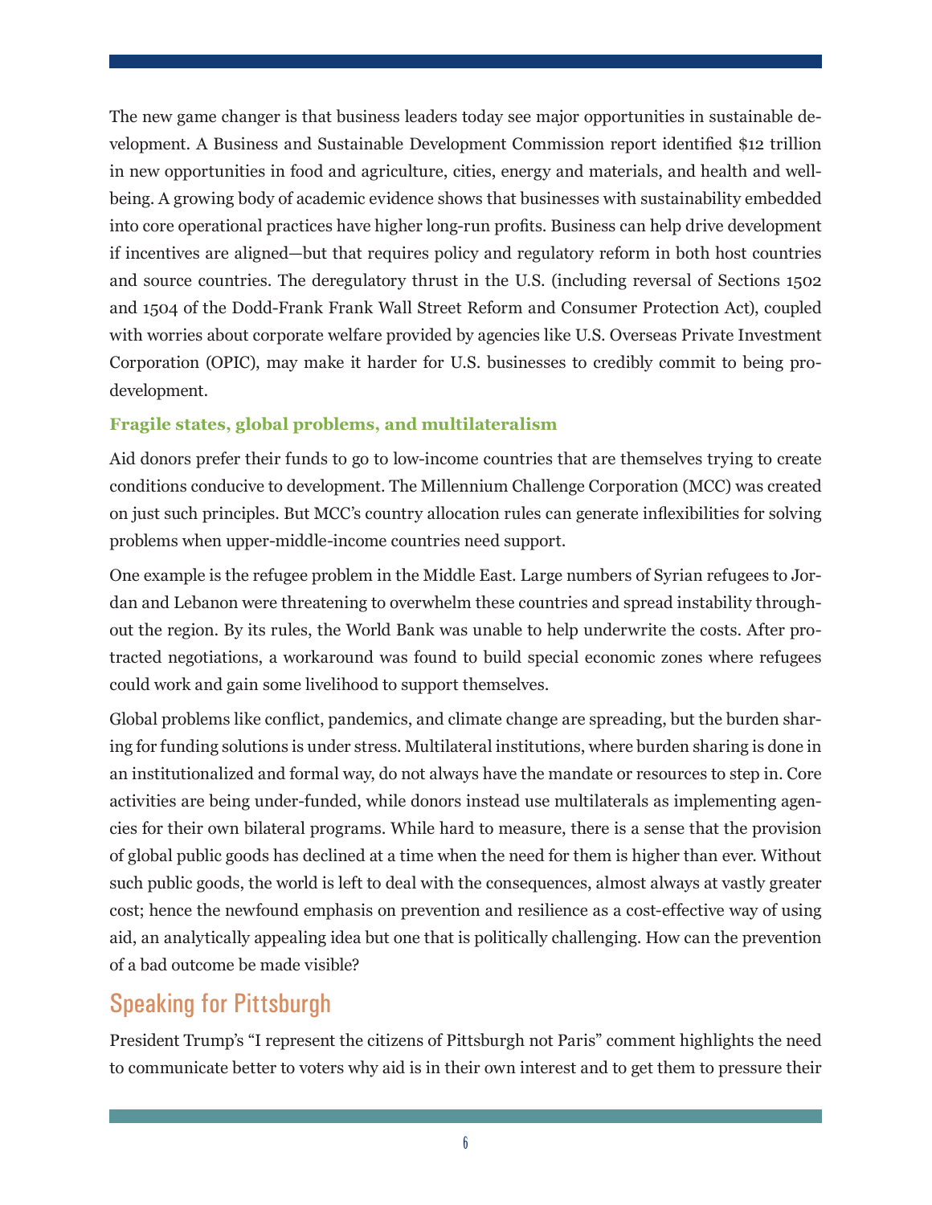The new game changer is that business leaders today see major opportunities in sustainable development. A Business and Sustainable Development Commission report identified $12 trillion in new opportunities in food and agriculture, cities, energy and materials, and health and well-being. A growing body of academic evidence shows that businesses with sustainability embedded into core operational practices have higher long-run profits. Business can help drive development if incentives are aligned—but that requires policy and regulatory reform in both host countries and source countries. The deregulatory thrust in the U.S. (including reversal of Sections 1502 and 1504 of the Dodd-Frank Frank Wall Street Reform and Consumer Protection Act), coupled with worries about corporate welfare provided by agencies like U.S. Overseas Private Investment Corporation (OPIC), may make it harder for U.S. businesses to credibly commit to being pro-development.

### Fragile states, global problems, and multilateralism

Aid donors prefer their funds to go to low-income countries that are themselves trying to create conditions conducive to development. The Millennium Challenge Corporation (MCC) was created on just such principles. But MCC's country allocation rules can generate inflexibilities for solving problems when upper-middle-income countries need support.

One example is the refugee problem in the Middle East. Large numbers of Syrian refugees to Jordan and Lebanon were threatening to overwhelm these countries and spread instability throughout the region. By its rules, the World Bank was unable to help underwrite the costs. After protracted negotiations, a workaround was found to build special economic zones where refugees could work and gain some livelihood to support themselves.

Global problems like conflict, pandemics, and climate change are spreading, but the burden sharing for funding solutions is under stress. Multilateral institutions, where burden sharing is done in an institutionalized and formal way, do not always have the mandate or resources to step in. Core activities are being under-funded, while donors instead use multilaterals as implementing agencies for their own bilateral programs. While hard to measure, there is a sense that the provision of global public goods has declined at a time when the need for them is higher than ever. Without such public goods, the world is left to deal with the consequences, almost always at vastly greater cost; hence the newfound emphasis on prevention and resilience as a cost-effective way of using aid, an analytically appealing idea but one that is politically challenging. How can the prevention of a bad outcome be made visible?

## Speaking for Pittsburgh

President Trump's "I represent the citizens of Pittsburgh not Paris" comment highlights the need to communicate better to voters why aid is in their own interest and to get them to pressure their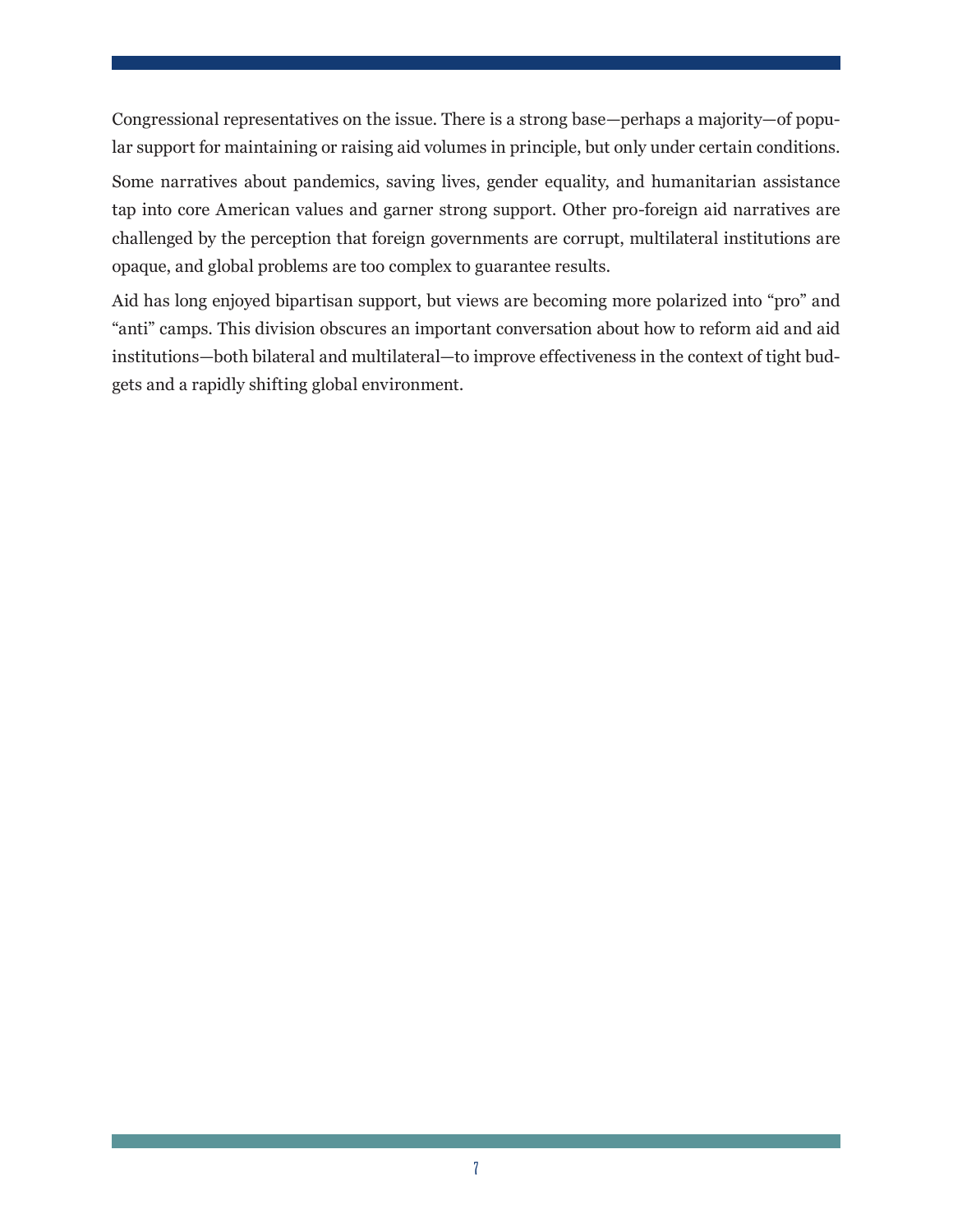Congressional representatives on the issue. There is a strong base—perhaps a majority—of popular support for maintaining or raising aid volumes in principle, but only under certain conditions.

Some narratives about pandemics, saving lives, gender equality, and humanitarian assistance tap into core American values and garner strong support. Other pro-foreign aid narratives are challenged by the perception that foreign governments are corrupt, multilateral institutions are opaque, and global problems are too complex to guarantee results.

Aid has long enjoyed bipartisan support, but views are becoming more polarized into "pro" and "anti" camps. This division obscures an important conversation about how to reform aid and aid institutions—both bilateral and multilateral—to improve effectiveness in the context of tight budgets and a rapidly shifting global environment.